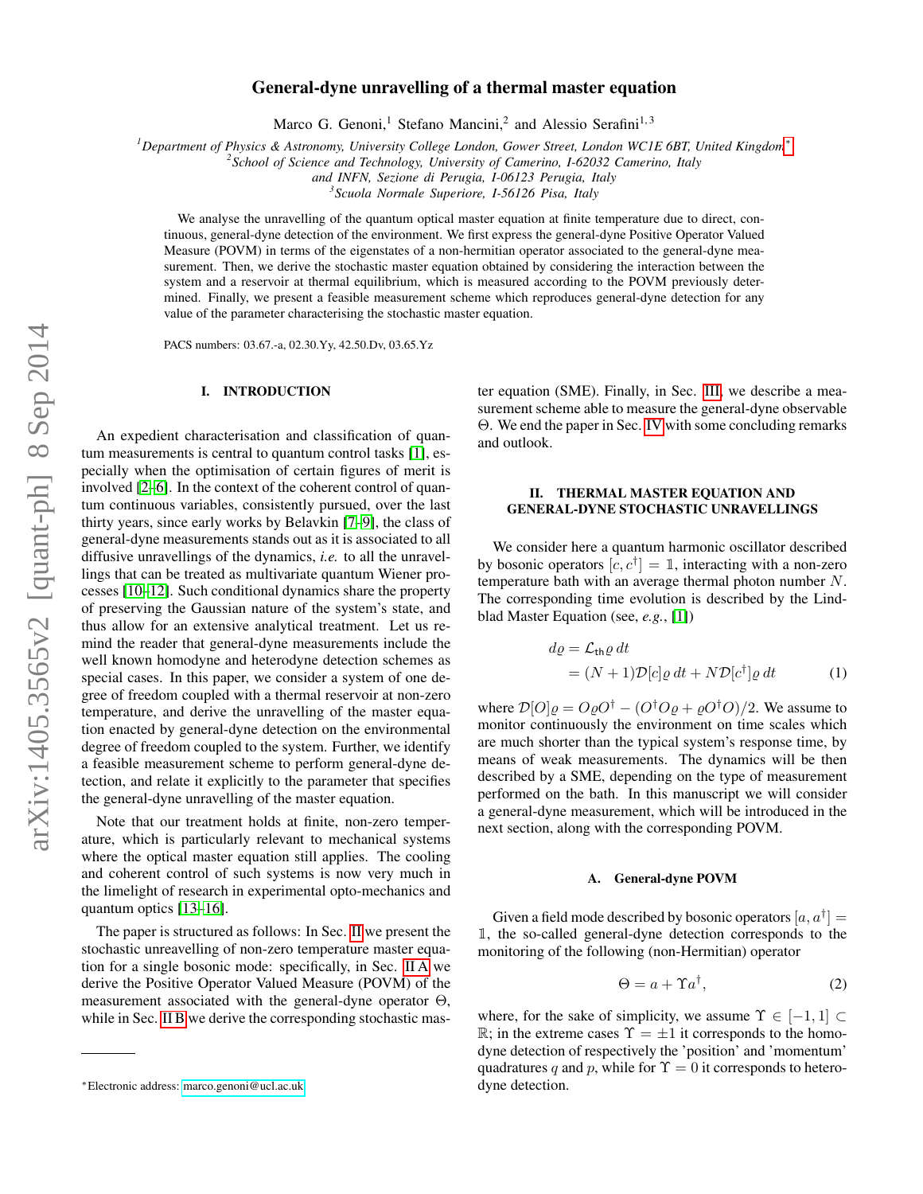# General-dyne unravelling of a thermal master equation

Marco G. Genoni,[1] Stefano Mancini,[2] and Alessio Serafini[1,3]

[1] Department of Physics & Astronomy, University College London, Gower Street, London WC1E 6BT, United Kingdom[*]
[2] School of Science and Technology, University of Camerino, I-62032 Camerino, Italy and INFN, Sezione di Perugia, I-06123 Perugia, Italy
[3] Scuola Normale Superiore, I-56126 Pisa, Italy

We analyse the unravelling of the quantum optical master equation at finite temperature due to direct, continuous, general-dyne detection of the environment. We first express the general-dyne Positive Operator Valued Measure (POVM) in terms of the eigenstates of a non-hermitian operator associated to the general-dyne measurement. Then, we derive the stochastic master equation obtained by considering the interaction between the system and a reservoir at thermal equilibrium, which is measured according to the POVM previously determined. Finally, we present a feasible measurement scheme which reproduces general-dyne detection for any value of the parameter characterising the stochastic master equation.

PACS numbers: 03.67.-a, 02.30.Yy, 42.50.Dv, 03.65.Yz

## I. INTRODUCTION

An expedient characterisation and classification of quantum measurements is central to quantum control tasks [1], especially when the optimisation of certain figures of merit is involved [2–6]. In the context of the coherent control of quantum continuous variables, consistently pursued, over the last thirty years, since early works by Belavkin [7–9], the class of general-dyne measurements stands out as it is associated to all diffusive unravellings of the dynamics, *i.e.* to all the unravellings that can be treated as multivariate quantum Wiener processes [10–12]. Such conditional dynamics share the property of preserving the Gaussian nature of the system's state, and thus allow for an extensive analytical treatment. Let us remind the reader that general-dyne measurements include the well known homodyne and heterodyne detection schemes as special cases. In this paper, we consider a system of one degree of freedom coupled with a thermal reservoir at non-zero temperature, and derive the unravelling of the master equation enacted by general-dyne detection on the environmental degree of freedom coupled to the system. Further, we identify a feasible measurement scheme to perform general-dyne detection, and relate it explicitly to the parameter that specifies the general-dyne unravelling of the master equation.

Note that our treatment holds at finite, non-zero temperature, which is particularly relevant to mechanical systems where the optical master equation still applies. The cooling and coherent control of such systems is now very much in the limelight of research in experimental opto-mechanics and quantum optics [13–16].

The paper is structured as follows: In Sec. II we present the stochastic unreavelling of non-zero temperature master equation for a single bosonic mode: specifically, in Sec. II A we derive the Positive Operator Valued Measure (POVM) of the measurement associated with the general-dyne operator $\Theta$, while in Sec. II B we derive the corresponding stochastic master equation (SME). Finally, in Sec. III, we describe a measurement scheme able to measure the general-dyne observable $\Theta$. We end the paper in Sec. IV with some concluding remarks and outlook.

## II. THERMAL MASTER EQUATION AND GENERAL-DYNE STOCHASTIC UNRAVELLINGS

We consider here a quantum harmonic oscillator described by bosonic operators $[c, c^\dagger] = \mathbb{1}$, interacting with a non-zero temperature bath with an average thermal photon number $N$. The corresponding time evolution is described by the Lindblad Master Equation (see, *e.g.*, [1])

$$
\begin{aligned}
d\varrho &= \mathcal{L}_{\mathsf{th}}\varrho \, dt \\
&= (N+1)\mathcal{D}[c]\varrho \, dt + N\mathcal{D}[c^\dagger]\varrho \, dt
\end{aligned} \tag{1}
$$

where $\mathcal{D}[O]\varrho = O\varrho O^\dagger - (O^\dagger O \varrho + \varrho O^\dagger O)/2$. We assume to monitor continuously the environment on time scales which are much shorter than the typical system's response time, by means of weak measurements. The dynamics will be then described by a SME, depending on the type of measurement performed on the bath. In this manuscript we will consider a general-dyne measurement, which will be introduced in the next section, along with the corresponding POVM.

### A. General-dyne POVM

Given a field mode described by bosonic operators $[a, a^\dagger] = \mathbb{1}$, the so-called general-dyne detection corresponds to the monitoring of the following (non-Hermitian) operator

$$
\Theta = a + \Upsilon a^\dagger, \tag{2}
$$

where, for the sake of simplicity, we assume $\Upsilon \in [-1, 1] \subset \mathbb{R}$; in the extreme cases $\Upsilon = \pm 1$ it corresponds to the homodyne detection of respectively the 'position' and 'momentum' quadratures $q$ and $p$, while for $\Upsilon = 0$ it corresponds to heterodyne detection.

[*] Electronic address: marco.genoni@ucl.ac.uk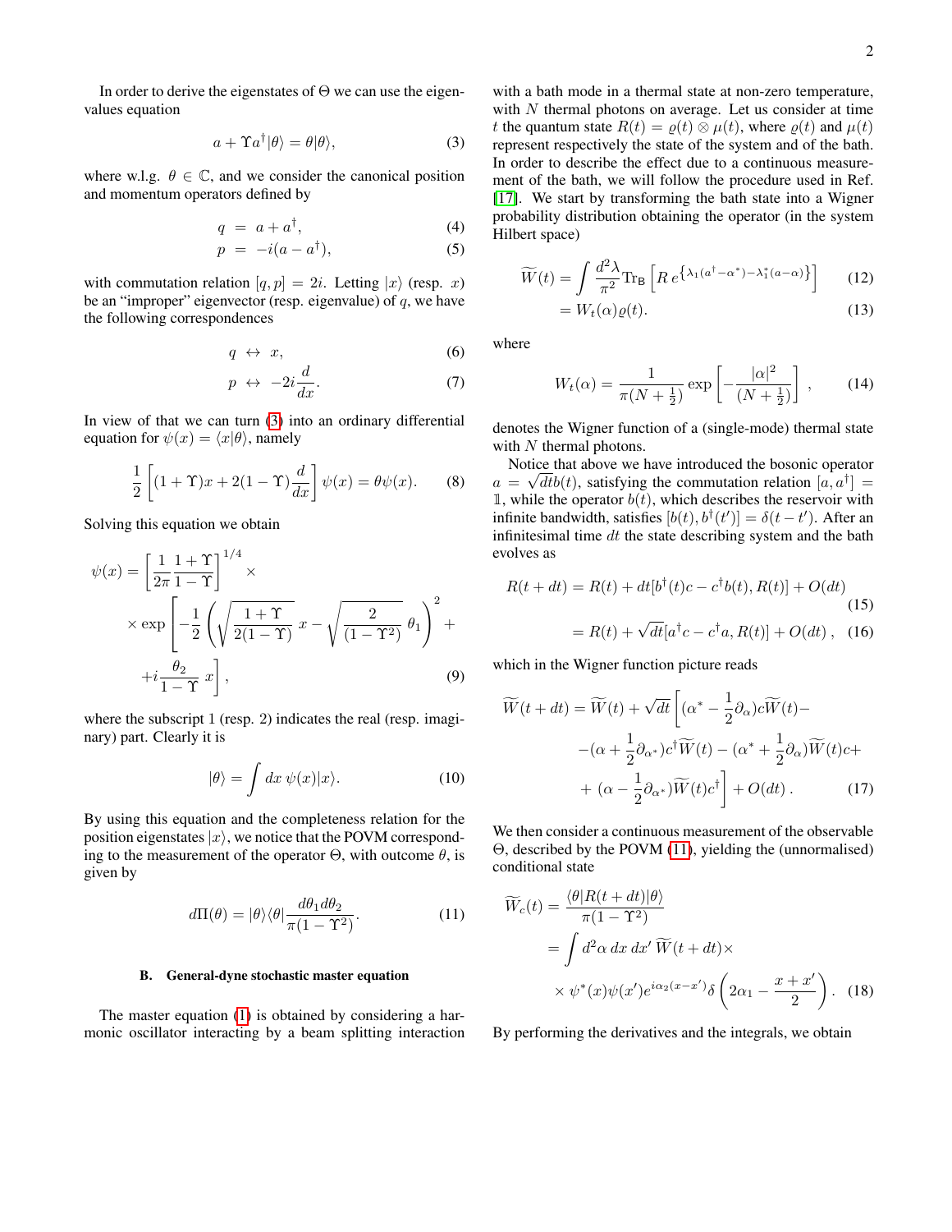In order to derive the eigenstates of $\Theta$ we can use the eigenvalues equation

$$a + \Upsilon a^\dagger |\theta\rangle = \theta|\theta\rangle, \tag{3}$$

where w.l.g. $\theta \in \mathbb{C}$, and we consider the canonical position and momentum operators defined by

$$\begin{aligned} q &= a + a^\dagger, &(4)\\ p &= -i(a - a^\dagger), &(5)\end{aligned}$$

with commutation relation $[q, p] = 2i$. Letting $|x\rangle$ (resp. $x$) be an "improper" eigenvector (resp. eigenvalue) of $q$, we have the following correspondences

$$\begin{aligned} q &\leftrightarrow x, &(6)\\ p &\leftrightarrow -2i\frac{d}{dx}. &(7)\end{aligned}$$

In view of that we can turn (3) into an ordinary differential equation for $\psi(x) = \langle x|\theta\rangle$, namely

$$\frac{1}{2}\left[(1+\Upsilon)x + 2(1-\Upsilon)\frac{d}{dx}\right]\psi(x) = \theta\psi(x). \tag{8}$$

Solving this equation we obtain

$$\begin{aligned}\psi(x) = &\left[\frac{1}{2\pi}\frac{1+\Upsilon}{1-\Upsilon}\right]^{1/4} \times\\ &\times \exp\left[-\frac{1}{2}\left(\sqrt{\frac{1+\Upsilon}{2(1-\Upsilon)}}\,x - \sqrt{\frac{2}{(1-\Upsilon^2)}}\,\theta_1\right)^2 + \right.\\ &\left. + i\frac{\theta_2}{1-\Upsilon}\,x\right], \end{aligned}\tag{9}$$

where the subscript 1 (resp. 2) indicates the real (resp. imaginary) part. Clearly it is

$$|\theta\rangle = \int dx\, \psi(x)|x\rangle. \tag{10}$$

By using this equation and the completeness relation for the position eigenstates $|x\rangle$, we notice that the POVM corresponding to the measurement of the operator $\Theta$, with outcome $\theta$, is given by

$$d\Pi(\theta) = |\theta\rangle\langle\theta|\frac{d\theta_1 d\theta_2}{\pi(1-\Upsilon^2)}. \tag{11}$$

### B. General-dyne stochastic master equation

The master equation (1) is obtained by considering a harmonic oscillator interacting by a beam splitting interaction with a bath mode in a thermal state at non-zero temperature, with $N$ thermal photons on average. Let us consider at time $t$ the quantum state $R(t) = \varrho(t) \otimes \mu(t)$, where $\varrho(t)$ and $\mu(t)$ represent respectively the state of the system and of the bath. In order to describe the effect due to a continuous measurement of the bath, we will follow the procedure used in Ref. [17]. We start by transforming the bath state into a Wigner probability distribution obtaining the operator (in the system Hilbert space)

$$\begin{aligned}\widetilde{W}(t) &= \int \frac{d^2\lambda}{\pi^2}\mathrm{Tr}_{\mathrm{B}}\left[R\, e^{\left\{\lambda_1(a^\dagger - \alpha^*) - \lambda_1^*(a-\alpha)\right\}}\right] &(12)\\ &= W_t(\alpha)\varrho(t). &(13)\end{aligned}$$

where

$$W_t(\alpha) = \frac{1}{\pi(N+\frac{1}{2})}\exp\left[-\frac{|\alpha|^2}{(N+\frac{1}{2})}\right], \tag{14}$$

denotes the Wigner function of a (single-mode) thermal state with $N$ thermal photons.

Notice that above we have introduced the bosonic operator $a = \sqrt{dt}b(t)$, satisfying the commutation relation $[a, a^\dagger] = \mathbb{1}$, while the operator $b(t)$, which describes the reservoir with infinite bandwidth, satisfies $[b(t), b^\dagger(t')] = \delta(t-t')$. After an infinitesimal time $dt$ the state describing system and the bath evolves as

$$\begin{aligned}R(t+dt) &= R(t) + dt[b^\dagger(t)c - c^\dagger b(t), R(t)] + O(dt) &(15)\\ &= R(t) + \sqrt{dt}[a^\dagger c - c^\dagger a, R(t)] + O(dt)\,, &(16)\end{aligned}$$

which in the Wigner function picture reads

$$\begin{aligned}\widetilde{W}(t+dt) = \widetilde{W}(t) + \sqrt{dt}\Big[&(\alpha^* - \frac{1}{2}\partial_\alpha)c\widetilde{W}(t) -\\ &-(\alpha + \frac{1}{2}\partial_{\alpha^*})c^\dagger\widetilde{W}(t) - (\alpha^* + \frac{1}{2}\partial_\alpha)\widetilde{W}(t)c +\\ &+ (\alpha - \frac{1}{2}\partial_{\alpha^*})\widetilde{W}(t)c^\dagger\Big] + O(dt)\,. \end{aligned}\tag{17}$$

We then consider a continuous measurement of the observable $\Theta$, described by the POVM (11), yielding the (unnormalised) conditional state

$$\begin{aligned}\widetilde{W}_c(t) &= \frac{\langle\theta|R(t+dt)|\theta\rangle}{\pi(1-\Upsilon^2)}\\ &= \int d^2\alpha\, dx\, dx'\, \widetilde{W}(t+dt)\times\\ &\quad\times \psi^*(x)\psi(x')e^{i\alpha_2(x-x')}\delta\left(2\alpha_1 - \frac{x+x'}{2}\right). \end{aligned}\tag{18}$$

By performing the derivatives and the integrals, we obtain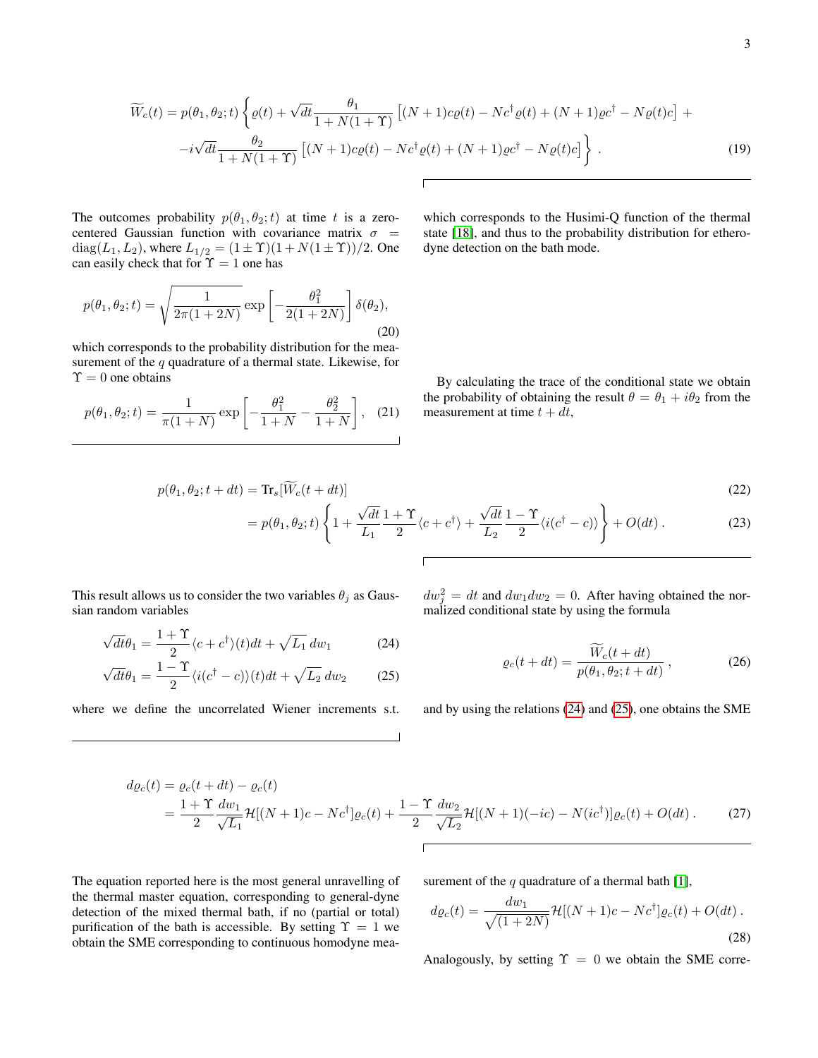$$
\widetilde{W}_c(t) = p(\theta_1,\theta_2;t)\left\{ \varrho(t) + \sqrt{dt}\frac{\theta_1}{1+N(1+\Upsilon)}\left[(N+1)c\varrho(t) - Nc^\dagger\varrho(t) + (N+1)\varrho c^\dagger - N\varrho(t)c\right] + \right.
$$
$$
\left. -i\sqrt{dt}\frac{\theta_2}{1+N(1+\Upsilon)}\left[(N+1)c\varrho(t) - Nc^\dagger\varrho(t) + (N+1)\varrho c^\dagger - N\varrho(t)c\right]\right\} . \tag{19}
$$

The outcomes probability $p(\theta_1,\theta_2;t)$ at time $t$ is a zero-centered Gaussian function with covariance matrix $\sigma = \mathrm{diag}(L_1, L_2)$, where $L_{1/2} = (1\pm\Upsilon)(1+N(1\pm\Upsilon))/2$. One can easily check that for $\Upsilon = 1$ one has

$$
p(\theta_1,\theta_2;t) = \sqrt{\frac{1}{2\pi(1+2N)}}\exp\left[-\frac{\theta_1^2}{2(1+2N)}\right]\delta(\theta_2), \tag{20}
$$

which corresponds to the probability distribution for the measurement of the $q$ quadrature of a thermal state. Likewise, for $\Upsilon = 0$ one obtains

$$
p(\theta_1,\theta_2;t) = \frac{1}{\pi(1+N)}\exp\left[-\frac{\theta_1^2}{1+N} - \frac{\theta_2^2}{1+N}\right], \tag{21}
$$

which corresponds to the Husimi-Q function of the thermal state [18], and thus to the probability distribution for etherodyne detection on the bath mode.

By calculating the trace of the conditional state we obtain the probability of obtaining the result $\theta = \theta_1 + i\theta_2$ from the measurement at time $t + dt$,

$$
\begin{aligned}
p(\theta_1,\theta_2;t+dt) &= \mathrm{Tr}_s[\widetilde{W}_c(t+dt)] \qquad (22)\\
&= p(\theta_1,\theta_2;t)\left\{1 + \frac{\sqrt{dt}}{L_1}\frac{1+\Upsilon}{2}\langle c + c^\dagger\rangle + \frac{\sqrt{dt}}{L_2}\frac{1-\Upsilon}{2}\langle i(c^\dagger - c)\rangle\right\} + O(dt)\,. \qquad (23)
\end{aligned}
$$

This result allows us to consider the two variables $\theta_j$ as Gaussian random variables

$$
\sqrt{dt}\theta_1 = \frac{1+\Upsilon}{2}\langle c + c^\dagger\rangle(t)dt + \sqrt{L_1}\,dw_1 \tag{24}
$$
$$
\sqrt{dt}\theta_1 = \frac{1-\Upsilon}{2}\langle i(c^\dagger - c)\rangle(t)dt + \sqrt{L_2}\,dw_2 \tag{25}
$$

where we define the uncorrelated Wiener increments s.t. $dw_j^2 = dt$ and $dw_1 dw_2 = 0$. After having obtained the normalized conditional state by using the formula

$$
\varrho_c(t+dt) = \frac{\widetilde{W}_c(t+dt)}{p(\theta_1,\theta_2;t+dt)}\,, \tag{26}
$$

and by using the relations (24) and (25), one obtains the SME

$$
\begin{aligned}
d\varrho_c(t) &= \varrho_c(t+dt) - \varrho_c(t)\\
&= \frac{1+\Upsilon}{2}\frac{dw_1}{\sqrt{L_1}}\mathcal{H}[(N+1)c - Nc^\dagger]\varrho_c(t) + \frac{1-\Upsilon}{2}\frac{dw_2}{\sqrt{L_2}}\mathcal{H}[(N+1)(-ic) - N(ic^\dagger)]\varrho_c(t) + O(dt)\,. \qquad (27)
\end{aligned}
$$

The equation reported here is the most general unravelling of the thermal master equation, corresponding to general-dyne detection of the mixed thermal bath, if no (partial or total) purification of the bath is accessible. By setting $\Upsilon = 1$ we obtain the SME corresponding to continuous homodyne measurement of the $q$ quadrature of a thermal bath [1],

$$
d\varrho_c(t) = \frac{dw_1}{\sqrt{(1+2N)}}\mathcal{H}[(N+1)c - Nc^\dagger]\varrho_c(t) + O(dt)\,. \tag{28}
$$

Analogously, by setting $\Upsilon = 0$ we obtain the SME corre-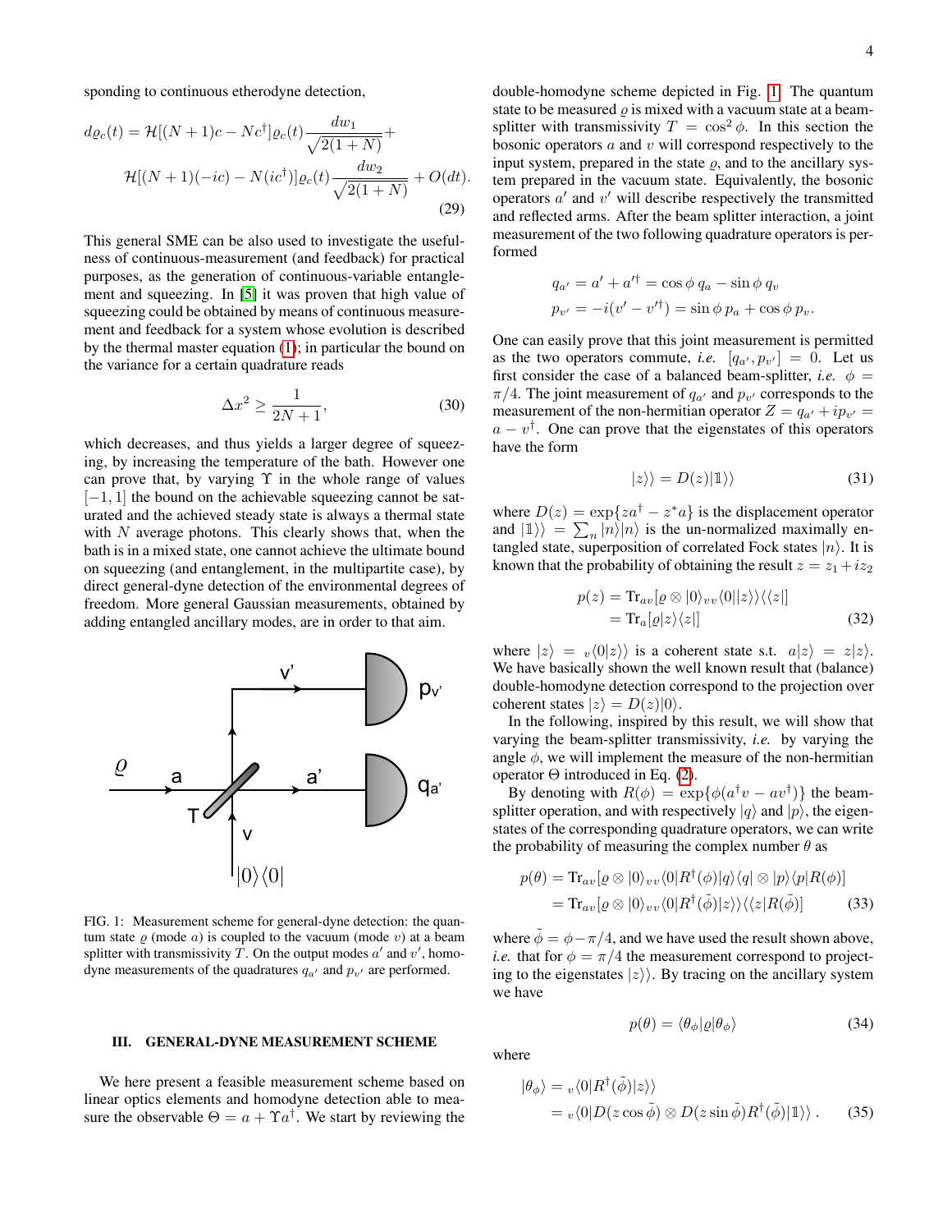sponding to continuous etherodyne detection,

$$
\begin{aligned}
d\varrho_c(t) = \mathcal{H}[(N+1)c - Nc^\dagger]\varrho_c(t)\frac{dw_1}{\sqrt{2(1+N)}} + \\
\mathcal{H}[(N+1)(-ic) - N(ic^\dagger)]\varrho_c(t)\frac{dw_2}{\sqrt{2(1+N)}} + O(dt).
\end{aligned} \tag{29}
$$

This general SME can be also used to investigate the usefulness of continuous-measurement (and feedback) for practical purposes, as the generation of continuous-variable entanglement and squeezing. In [5] it was proven that high value of squeezing could be obtained by means of continuous measurement and feedback for a system whose evolution is described by the thermal master equation (1); in particular the bound on the variance for a certain quadrature reads

$$
\Delta x^2 \geq \frac{1}{2N+1}, \tag{30}
$$

which decreases, and thus yields a larger degree of squeezing, by increasing the temperature of the bath. However one can prove that, by varying $\Upsilon$ in the whole range of values $[-1, 1]$ the bound on the achievable squeezing cannot be saturated and the achieved steady state is always a thermal state with $N$ average photons. This clearly shows that, when the bath is in a mixed state, one cannot achieve the ultimate bound on squeezing (and entanglement, in the multipartite case), by direct general-dyne detection of the environmental degrees of freedom. More general Gaussian measurements, obtained by adding entangled ancillary modes, are in order to that aim.

FIG. 1: Measurement scheme for general-dyne detection: the quantum state $\varrho$ (mode $a$) is coupled to the vacuum (mode $v$) at a beam splitter with transmissivity $T$. On the output modes $a'$ and $v'$, homodyne measurements of the quadratures $q_{a'}$ and $p_{v'}$ are performed.

## III. GENERAL-DYNE MEASUREMENT SCHEME

We here present a feasible measurement scheme based on linear optics elements and homodyne detection able to measure the observable $\Theta = a + \Upsilon a^\dagger$. We start by reviewing the double-homodyne scheme depicted in Fig. 1. The quantum state to be measured $\varrho$ is mixed with a vacuum state at a beam-splitter with transmissivity $T = \cos^2\phi$. In this section the bosonic operators $a$ and $v$ will correspond respectively to the input system, prepared in the state $\varrho$, and to the ancillary system prepared in the vacuum state. Equivalently, the bosonic operators $a'$ and $v'$ will describe respectively the transmitted and reflected arms. After the beam splitter interaction, a joint measurement of the two following quadrature operators is performed

$$
\begin{aligned}
q_{a'} &= a' + a'^\dagger = \cos\phi\, q_a - \sin\phi\, q_v \\
p_{v'} &= -i(v' - v'^\dagger) = \sin\phi\, p_a + \cos\phi\, p_v.
\end{aligned}
$$

One can easily prove that this joint measurement is permitted as the two operators commute, *i.e.* $[q_{a'}, p_{v'}] = 0$. Let us first consider the case of a balanced beam-splitter, *i.e.* $\phi = \pi/4$. The joint measurement of $q_{a'}$ and $p_{v'}$ corresponds to the measurement of the non-hermitian operator $Z = q_{a'} + ip_{v'} = a - v^\dagger$. One can prove that the eigenstates of this operators have the form

$$
|z\rangle\rangle = D(z)|\mathbb{1}\rangle\rangle \tag{31}
$$

where $D(z) = \exp\{za^\dagger - z^* a\}$ is the displacement operator and $|\mathbb{1}\rangle\rangle = \sum_n |n\rangle|n\rangle$ is the un-normalized maximally entangled state, superposition of correlated Fock states $|n\rangle$. It is known that the probability of obtaining the result $z = z_1 + iz_2$

$$
\begin{aligned}
p(z) &= \mathrm{Tr}_{av}[\varrho \otimes |0\rangle_{vv}\langle 0||z\rangle\rangle\langle\langle z|] \\
&= \mathrm{Tr}_a[\varrho|z\rangle\langle z|]
\end{aligned} \tag{32}
$$

where $|z\rangle = {}_v\langle 0|z\rangle\rangle$ is a coherent state s.t. $a|z\rangle = z|z\rangle$. We have basically shown the well known result that (balance) double-homodyne detection correspond to the projection over coherent states $|z\rangle = D(z)|0\rangle$.

In the following, inspired by this result, we will show that varying the beam-splitter transmissivity, *i.e.* by varying the angle $\phi$, we will implement the measure of the non-hermitian operator $\Theta$ introduced in Eq. (2).

By denoting with $R(\phi) = \exp\{\phi(a^\dagger v - a v^\dagger)\}$ the beam-splitter operation, and with respectively $|q\rangle$ and $|p\rangle$, the eigenstates of the corresponding quadrature operators, we can write the probability of measuring the complex number $\theta$ as

$$
\begin{aligned}
p(\theta) &= \mathrm{Tr}_{av}[\varrho \otimes |0\rangle_{vv}\langle 0|R^\dagger(\phi)|q\rangle\langle q| \otimes |p\rangle\langle p|R(\phi)] \\
&= \mathrm{Tr}_{av}[\varrho \otimes |0\rangle_{vv}\langle 0|R^\dagger(\tilde{\phi})|z\rangle\rangle\langle\langle z|R(\tilde{\phi})]
\end{aligned} \tag{33}
$$

where $\tilde{\phi} = \phi - \pi/4$, and we have used the result shown above, *i.e.* that for $\phi = \pi/4$ the measurement correspond to projecting to the eigenstates $|z\rangle\rangle$. By tracing on the ancillary system we have

$$
p(\theta) = \langle\theta_\phi|\varrho|\theta_\phi\rangle \tag{34}
$$

where

$$
\begin{aligned}
|\theta_\phi\rangle &= {}_v\langle 0|R^\dagger(\tilde{\phi})|z\rangle\rangle \\
&= {}_v\langle 0|D(z\cos\tilde{\phi}) \otimes D(z\sin\tilde{\phi})R^\dagger(\tilde{\phi})|\mathbb{1}\rangle\rangle\,.
\end{aligned} \tag{35}
$$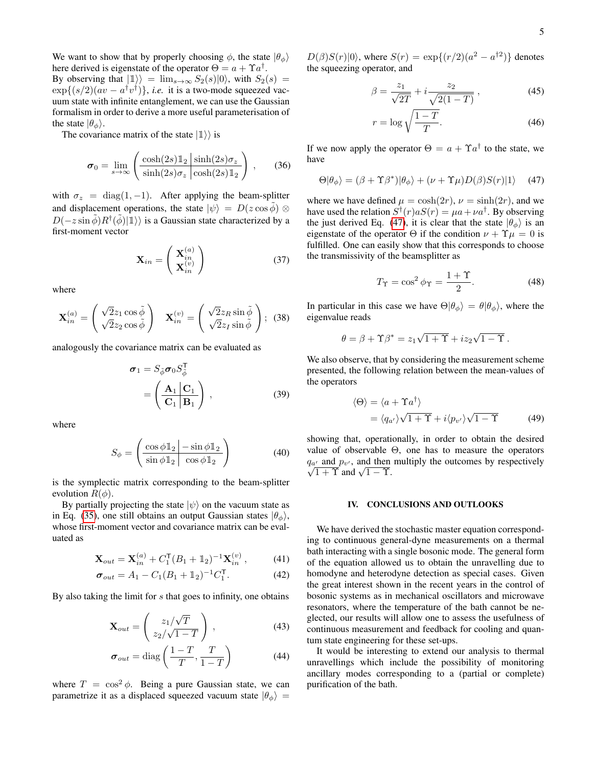We want to show that by properly choosing $\phi$, the state $|\theta_\phi\rangle$ here derived is eigenstate of the operator $\Theta = a + \Upsilon a^\dagger$.
By observing that $|\mathbb{1}\rangle\rangle = \lim_{s\to\infty} S_2(s)|0\rangle$, with $S_2(s) = \exp\{(s/2)(av - a^\dagger v^\dagger)\}$, *i.e.* it is a two-mode squeezed vacuum state with infinite entanglement, we can use the Gaussian formalism in order to derive a more useful parameterisation of the state $|\theta_\phi\rangle$.

The covariance matrix of the state $|\mathbb{1}\rangle\rangle$ is

$$\boldsymbol{\sigma}_0 = \lim_{s\to\infty} \left( \begin{array}{c|c} \cosh(2s)\mathbb{1}_2 & \sinh(2s)\sigma_z \\ \hline \sinh(2s)\sigma_z & \cosh(2s)\mathbb{1}_2 \end{array} \right) , \qquad (36)$$

with $\sigma_z = \mathrm{diag}(1,-1)$. After applying the beam-splitter and displacement operations, the state $|\psi\rangle = D(z\cos\tilde{\phi}) \otimes D(-z\sin\tilde{\phi})R^\dagger(\tilde{\phi})|\mathbb{1}\rangle\rangle$ is a Gaussian state characterized by a first-moment vector

$$\mathbf{X}_{in} = \begin{pmatrix} \mathbf{X}_{in}^{(a)} \\ \mathbf{X}_{in}^{(v)} \end{pmatrix} \qquad (37)$$

where

$$\mathbf{X}_{in}^{(a)} = \begin{pmatrix} \sqrt{2}z_1\cos\tilde{\phi} \\ \sqrt{2}z_2\cos\tilde{\phi} \end{pmatrix} \quad \mathbf{X}_{in}^{(v)} = \begin{pmatrix} \sqrt{2}z_R\sin\tilde{\phi} \\ \sqrt{2}z_I\sin\tilde{\phi} \end{pmatrix}; \qquad (38)$$

analogously the covariance matrix can be evaluated as

$$\begin{aligned} \boldsymbol{\sigma}_1 &= S_{\tilde{\phi}}\boldsymbol{\sigma}_0 S_{\tilde{\phi}}^{\mathsf{T}} \\ &= \left( \begin{array}{c|c} \mathbf{A}_1 & \mathbf{C}_1 \\ \hline \mathbf{C}_1 & \mathbf{B}_1 \end{array} \right) , \end{aligned} \qquad (39)$$

where

$$S_\phi = \left( \begin{array}{c|c} \cos\phi\mathbb{1}_2 & -\sin\phi\mathbb{1}_2 \\ \hline \sin\phi\mathbb{1}_2 & \cos\phi\mathbb{1}_2 \end{array} \right) \qquad (40)$$

is the symplectic matrix corresponding to the beam-splitter evolution $R(\phi)$.

By partially projecting the state $|\psi\rangle$ on the vacuum state as in Eq. (35), one still obtains an output Gaussian states $|\theta_\phi\rangle$, whose first-moment vector and covariance matrix can be evaluated as

$$\mathbf{X}_{out} = \mathbf{X}_{in}^{(a)} + C_1^{\mathsf{T}}(B_1 + \mathbb{1}_2)^{-1}\mathbf{X}_{in}^{(v)} , \qquad (41)$$

$$\boldsymbol{\sigma}_{out} = A_1 - C_1(B_1 + \mathbb{1}_2)^{-1}C_1^{\mathsf{T}} . \qquad (42)$$

By also taking the limit for $s$ that goes to infinity, one obtains

$$\mathbf{X}_{out} = \begin{pmatrix} z_1/\sqrt{T} \\ z_2/\sqrt{1-T} \end{pmatrix} , \qquad (43)$$

$$\boldsymbol{\sigma}_{out} = \mathrm{diag}\left( \frac{1-T}{T}, \frac{T}{1-T} \right) \qquad (44)$$

where $T = \cos^2\phi$. Being a pure Gaussian state, we can parametrize it as a displaced squeezed vacuum state $|\theta_\phi\rangle = D(\beta)S(r)|0\rangle$, where $S(r) = \exp\{(r/2)(a^2 - a^{\dagger 2})\}$ denotes the squeezing operator, and

$$\beta = \frac{z_1}{\sqrt{2T}} + i\frac{z_2}{\sqrt{2(1-T)}} , \qquad (45)$$

$$r = \log\sqrt{\frac{1-T}{T}} . \qquad (46)$$

If we now apply the operator $\Theta = a + \Upsilon a^\dagger$ to the state, we have

$$\Theta|\theta_\phi\rangle = (\beta + \Upsilon\beta^*)|\theta_\phi\rangle + (\nu + \Upsilon\mu)D(\beta)S(r)|1\rangle \qquad (47)$$

where we have defined $\mu = \cosh(2r)$, $\nu = \sinh(2r)$, and we have used the relation $S^\dagger(r)aS(r) = \mu a + \nu a^\dagger$. By observing the just derived Eq. (47), it is clear that the state $|\theta_\phi\rangle$ is an eigenstate of the operator $\Theta$ if the condition $\nu + \Upsilon\mu = 0$ is fulfilled. One can easily show that this corresponds to choose the transmissivity of the beamsplitter as

$$T_\Upsilon = \cos^2\phi_\Upsilon = \frac{1+\Upsilon}{2} . \qquad (48)$$

In particular in this case we have $\Theta|\theta_\phi\rangle = \theta|\theta_\phi\rangle$, where the eigenvalue reads

$$\theta = \beta + \Upsilon\beta^* = z_1\sqrt{1+\Upsilon} + iz_2\sqrt{1-\Upsilon} .$$

We also observe, that by considering the measurement scheme presented, the following relation between the mean-values of the operators

$$\begin{aligned} \langle\Theta\rangle &= \langle a + \Upsilon a^\dagger\rangle \\ &= \langle q_{a'}\rangle\sqrt{1+\Upsilon} + i\langle p_{v'}\rangle\sqrt{1-\Upsilon} \end{aligned} \qquad (49)$$

showing that, operationally, in order to obtain the desired value of observable $\Theta$, one has to measure the operators $q_{a'}$ and $p_{v'}$, and then multiply the outcomes by respectively $\sqrt{1+\Upsilon}$ and $\sqrt{1-\Upsilon}$.

## IV. CONCLUSIONS AND OUTLOOKS

We have derived the stochastic master equation corresponding to continuous general-dyne measurements on a thermal bath interacting with a single bosonic mode. The general form of the equation allowed us to obtain the unravelling due to homodyne and heterodyne detection as special cases. Given the great interest shown in the recent years in the control of bosonic systems as in mechanical oscillators and microwave resonators, where the temperature of the bath cannot be neglected, our results will allow one to assess the usefulness of continuous measurement and feedback for cooling and quantum state engineering for these set-ups.

It would be interesting to extend our analysis to thermal unravellings which include the possibility of monitoring ancillary modes corresponding to a (partial or complete) purification of the bath.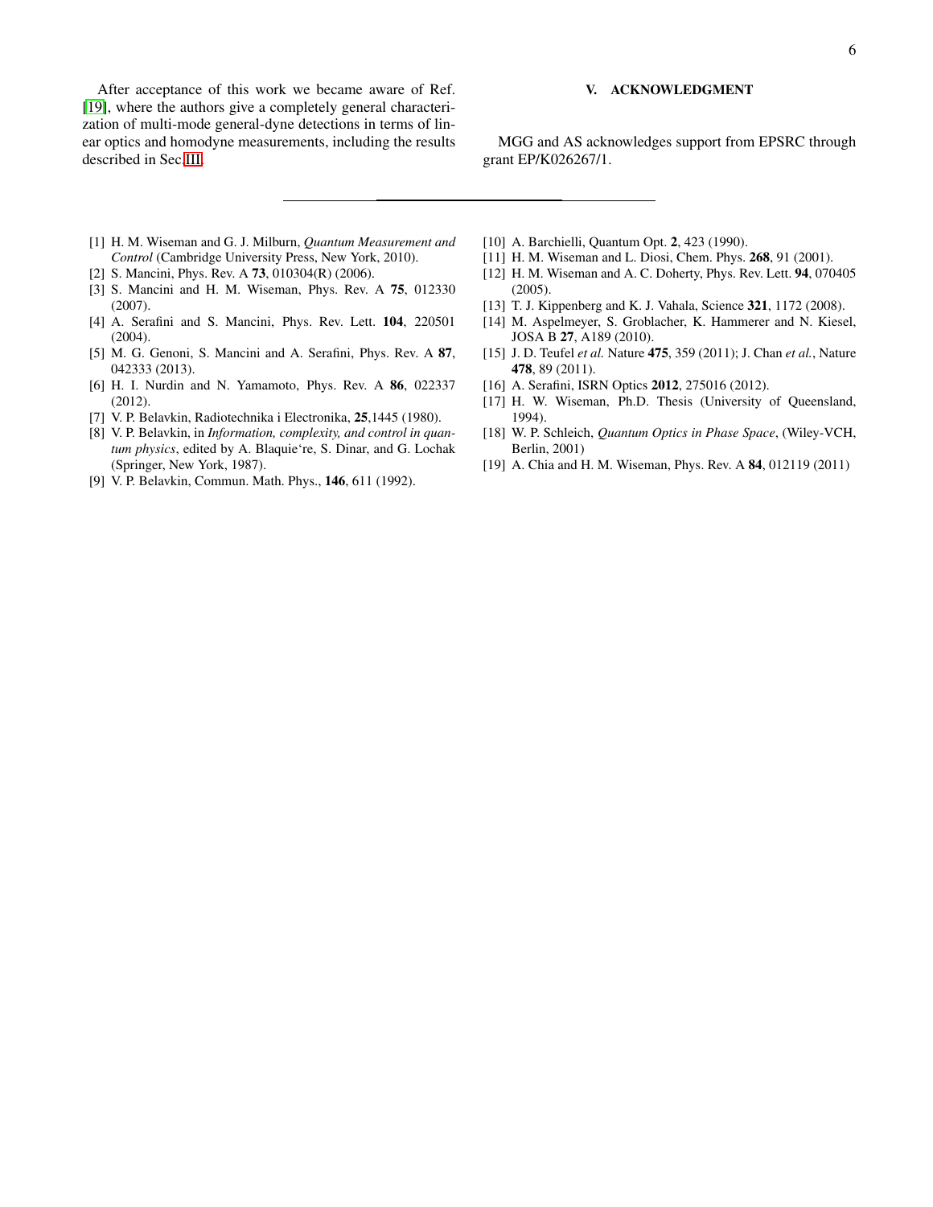After acceptance of this work we became aware of Ref. [19], where the authors give a completely general characterization of multi-mode general-dyne detections in terms of linear optics and homodyne measurements, including the results described in Sec.III.

## V. ACKNOWLEDGMENT

MGG and AS acknowledges support from EPSRC through grant EP/K026267/1.

---

[1] H. M. Wiseman and G. J. Milburn, *Quantum Measurement and Control* (Cambridge University Press, New York, 2010).

[2] S. Mancini, Phys. Rev. A **73**, 010304(R) (2006).

[3] S. Mancini and H. M. Wiseman, Phys. Rev. A **75**, 012330 (2007).

[4] A. Serafini and S. Mancini, Phys. Rev. Lett. **104**, 220501 (2004).

[5] M. G. Genoni, S. Mancini and A. Serafini, Phys. Rev. A **87**, 042333 (2013).

[6] H. I. Nurdin and N. Yamamoto, Phys. Rev. A **86**, 022337 (2012).

[7] V. P. Belavkin, Radiotechnika i Electronika, **25**,1445 (1980).

[8] V. P. Belavkin, in *Information, complexity, and control in quantum physics*, edited by A. Blaquie're, S. Dinar, and G. Lochak (Springer, New York, 1987).

[9] V. P. Belavkin, Commun. Math. Phys., **146**, 611 (1992).

[10] A. Barchielli, Quantum Opt. **2**, 423 (1990).

[11] H. M. Wiseman and L. Diosi, Chem. Phys. **268**, 91 (2001).

[12] H. M. Wiseman and A. C. Doherty, Phys. Rev. Lett. **94**, 070405 (2005).

[13] T. J. Kippenberg and K. J. Vahala, Science **321**, 1172 (2008).

[14] M. Aspelmeyer, S. Groblacher, K. Hammerer and N. Kiesel, JOSA B **27**, A189 (2010).

[15] J. D. Teufel *et al.* Nature **475**, 359 (2011); J. Chan *et al.*, Nature **478**, 89 (2011).

[16] A. Serafini, ISRN Optics **2012**, 275016 (2012).

[17] H. W. Wiseman, Ph.D. Thesis (University of Queensland, 1994).

[18] W. P. Schleich, *Quantum Optics in Phase Space*, (Wiley-VCH, Berlin, 2001)

[19] A. Chia and H. M. Wiseman, Phys. Rev. A **84**, 012119 (2011)